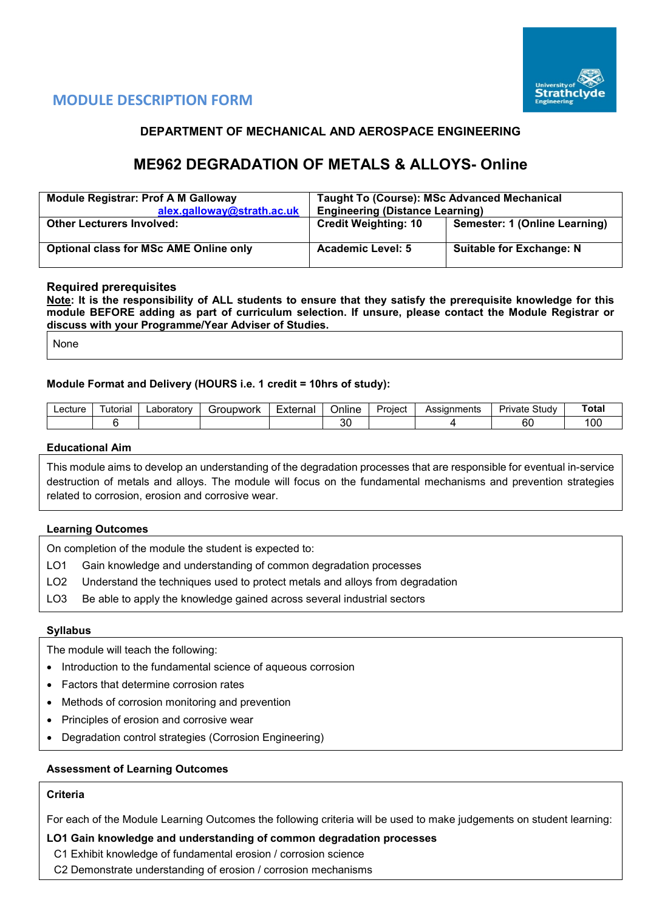## MODULE DESCRIPTION FORM

### DEPARTMENT OF MECHANICAL AND AEROSPACE ENGINEERING

# ME962 DEGRADATION OF METALS & ALLOYS- Online

| **Module Registrar: Prof A M Galloway** alex.galloway@strath.ac.uk | **Taught To (Course): MSc Advanced Mechanical Engineering (Distance Learning)** | |
|---|---|---|
| **Other Lecturers Involved:** | **Credit Weighting: 10** | **Semester: 1 (Online Learning)** |
| **Optional class for MSc AME Online only** | **Academic Level: 5** | **Suitable for Exchange: N** |

### Required prerequisites

**Note: It is the responsibility of ALL students to ensure that they satisfy the prerequisite knowledge for this module BEFORE adding as part of curriculum selection. If unsure, please contact the Module Registrar or discuss with your Programme/Year Adviser of Studies.**

None

### Module Format and Delivery (HOURS i.e. 1 credit = 10hrs of study):

| Lecture | Tutorial | Laboratory | Groupwork | External | Online | Project | Assignments | Private Study | **Total** |
|---|---|---|---|---|---|---|---|---|---|
| | 6 | | | | 30 | | 4 | 60 | 100 |

### Educational Aim

This module aims to develop an understanding of the degradation processes that are responsible for eventual in-service destruction of metals and alloys. The module will focus on the fundamental mechanisms and prevention strategies related to corrosion, erosion and corrosive wear.

### Learning Outcomes

On completion of the module the student is expected to:

- LO1 Gain knowledge and understanding of common degradation processes
- LO2 Understand the techniques used to protect metals and alloys from degradation
- LO3 Be able to apply the knowledge gained across several industrial sectors

### Syllabus

The module will teach the following:

- Introduction to the fundamental science of aqueous corrosion
- Factors that determine corrosion rates
- Methods of corrosion monitoring and prevention
- Principles of erosion and corrosive wear
- Degradation control strategies (Corrosion Engineering)

### Assessment of Learning Outcomes

**Criteria**

For each of the Module Learning Outcomes the following criteria will be used to make judgements on student learning:

**LO1 Gain knowledge and understanding of common degradation processes**

C1 Exhibit knowledge of fundamental erosion / corrosion science

C2 Demonstrate understanding of erosion / corrosion mechanisms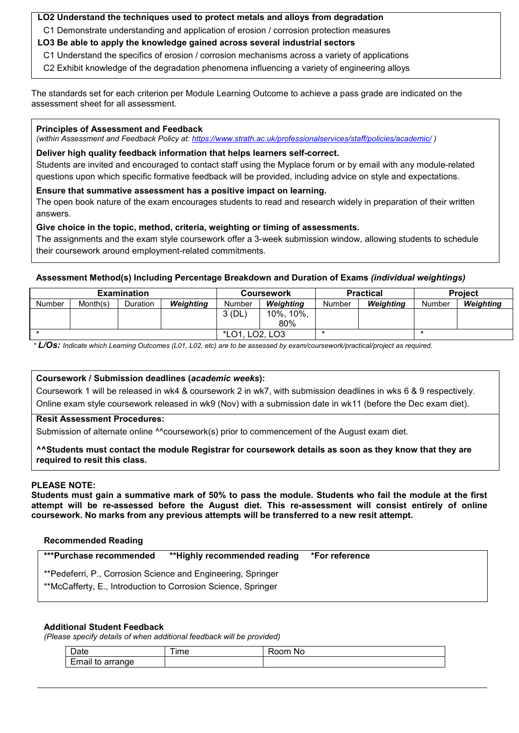**LO2 Understand the techniques used to protect metals and alloys from degradation**

C1 Demonstrate understanding and application of erosion / corrosion protection measures

**LO3 Be able to apply the knowledge gained across several industrial sectors**

C1 Understand the specifics of erosion / corrosion mechanisms across a variety of applications

C2 Exhibit knowledge of the degradation phenomena influencing a variety of engineering alloys

The standards set for each criterion per Module Learning Outcome to achieve a pass grade are indicated on the assessment sheet for all assessment.

**Principles of Assessment and Feedback**

*(within Assessment and Feedback Policy at: https://www.strath.ac.uk/professionalservices/staff/policies/academic/ )*

**Deliver high quality feedback information that helps learners self-correct.**

Students are invited and encouraged to contact staff using the Myplace forum or by email with any module-related questions upon which specific formative feedback will be provided, including advice on style and expectations.

**Ensure that summative assessment has a positive impact on learning.**

The open book nature of the exam encourages students to read and research widely in preparation of their written answers.

**Give choice in the topic, method, criteria, weighting or timing of assessments.**

The assignments and the exam style coursework offer a 3-week submission window, allowing students to schedule their coursework around employment-related commitments.

**Assessment Method(s) Including Percentage Breakdown and Duration of Exams *(individual weightings)***

| Examination | | | | Coursework | | Practical | | Project | |
|---|---|---|---|---|---|---|---|---|---|
| Number | Month(s) | Duration | ***Weighting*** | Number | ***Weighting*** | Number | ***Weighting*** | Number | ***Weighting*** |
| | | | | 3 (DL) | 10%, 10%, 80% | | | | |
| * | | | | *LO1, LO2, LO3 | | * | | * | |

*\* **L/Os:** Indicate which Learning Outcomes (L01, L02, etc) are to be assessed by exam/coursework/practical/project as required.*

**Coursework / Submission deadlines (*academic weeks*):**

Coursework 1 will be released in wk4 & coursework 2 in wk7, with submission deadlines in wks 6 & 9 respectively.

Online exam style coursework released in wk9 (Nov) with a submission date in wk11 (before the Dec exam diet).

**Resit Assessment Procedures:**

Submission of alternate online ^^coursework(s) prior to commencement of the August exam diet.

**^^Students must contact the module Registrar for coursework details as soon as they know that they are required to resit this class.**

**PLEASE NOTE:**

**Students must gain a summative mark of 50% to pass the module. Students who fail the module at the first attempt will be re-assessed before the August diet. This re-assessment will consist entirely of online coursework. No marks from any previous attempts will be transferred to a new resit attempt.**

**Recommended Reading**

**\*\*\*Purchase recommended &nbsp;&nbsp; \*\*Highly recommended reading &nbsp;&nbsp; \*For reference**

**Pedeferri, P., Corrosion Science and Engineering, Springer

**McCafferty, E., Introduction to Corrosion Science, Springer

**Additional Student Feedback**

*(Please specify details of when additional feedback will be provided)*

| Date | Time | Room No |
|---|---|---|
| Email to arrange | | |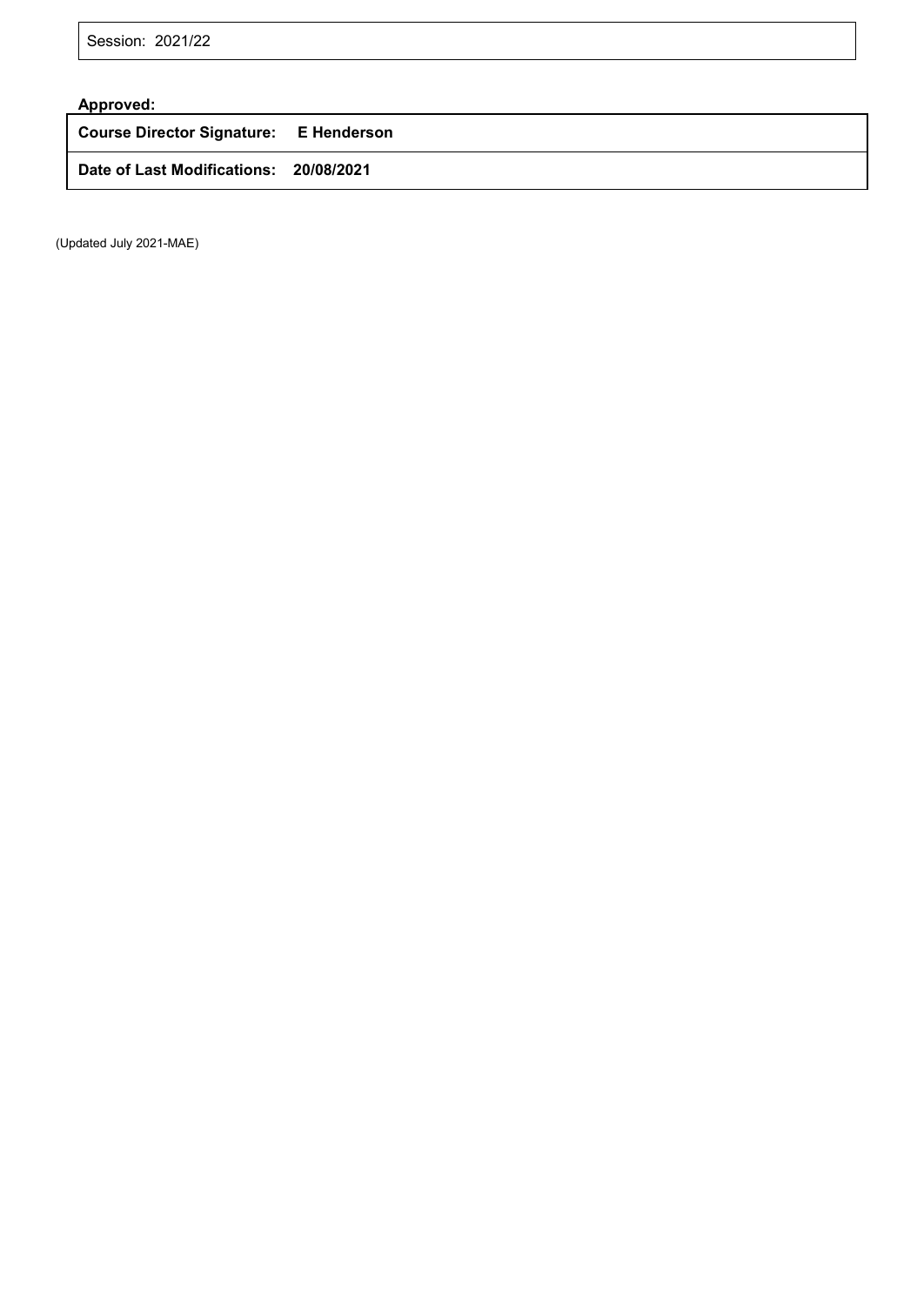| Session: 2021/22 |
| --- |

**Approved:**

| **Course Director Signature:** | **E Henderson** |
| --- | --- |
| **Date of Last Modifications:** | **20/08/2021** |

(Updated July 2021-MAE)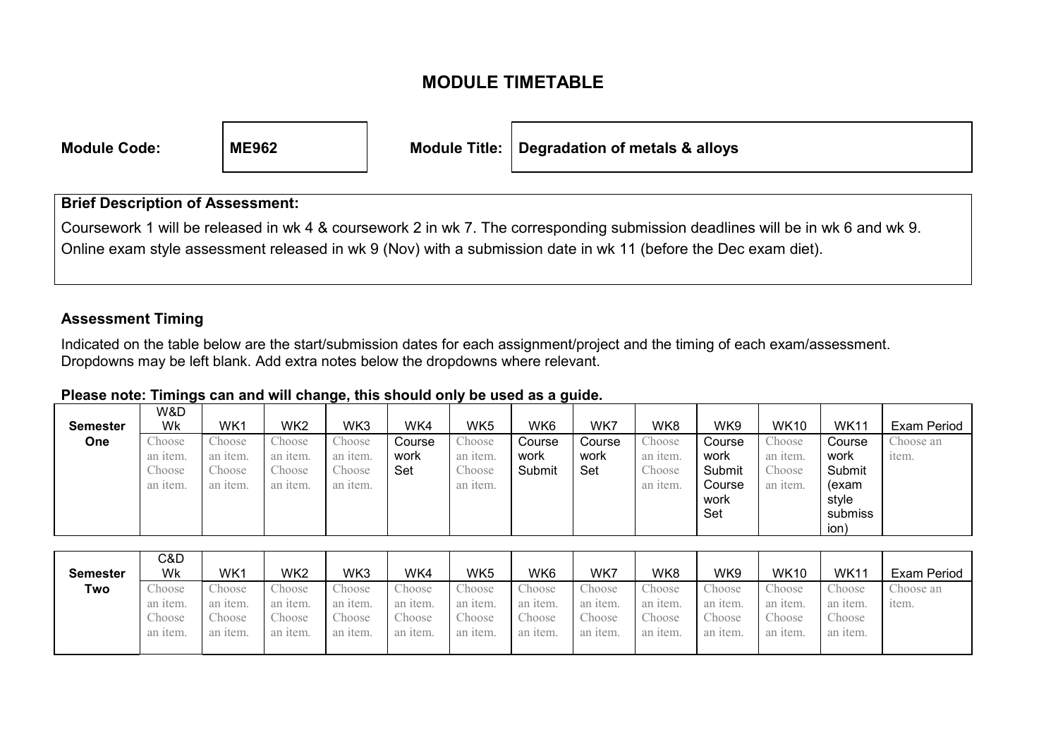# MODULE TIMETABLE

| | | | |
|---|---|---|---|
| **Module Code:** | **ME962** | **Module Title:** | **Degradation of metals & alloys** |

**Brief Description of Assessment:**

Coursework 1 will be released in wk 4 & coursework 2 in wk 7. The corresponding submission deadlines will be in wk 6 and wk 9.
Online exam style assessment released in wk 9 (Nov) with a submission date in wk 11 (before the Dec exam diet).

### Assessment Timing

Indicated on the table below are the start/submission dates for each assignment/project and the timing of each exam/assessment.
Dropdowns may be left blank. Add extra notes below the dropdowns where relevant.

**Please note: Timings can and will change, this should only be used as a guide.**

| Semester | W&D Wk | WK1 | WK2 | WK3 | WK4 | WK5 | WK6 | WK7 | WK8 | WK9 | WK10 | WK11 | Exam Period |
|---|---|---|---|---|---|---|---|---|---|---|---|---|---|
| **One** | Choose an item. Choose an item. | Choose an item. Choose an item. | Choose an item. Choose an item. | Choose an item. Choose an item. | Course work Set | Choose an item. Choose an item. | Course work Submit | Course work Set | Choose an item. Choose an item. | Course work Submit Course work Set | Choose an item. Choose an item. | Course work Submit (exam style submission) | Choose an item. |

| Semester | C&D Wk | WK1 | WK2 | WK3 | WK4 | WK5 | WK6 | WK7 | WK8 | WK9 | WK10 | WK11 | Exam Period |
|---|---|---|---|---|---|---|---|---|---|---|---|---|---|
| **Two** | Choose an item. Choose an item. | Choose an item. Choose an item. | Choose an item. Choose an item. | Choose an item. Choose an item. | Choose an item. Choose an item. | Choose an item. Choose an item. | Choose an item. Choose an item. | Choose an item. Choose an item. | Choose an item. Choose an item. | Choose an item. Choose an item. | Choose an item. Choose an item. | Choose an item. Choose an item. | Choose an item. |